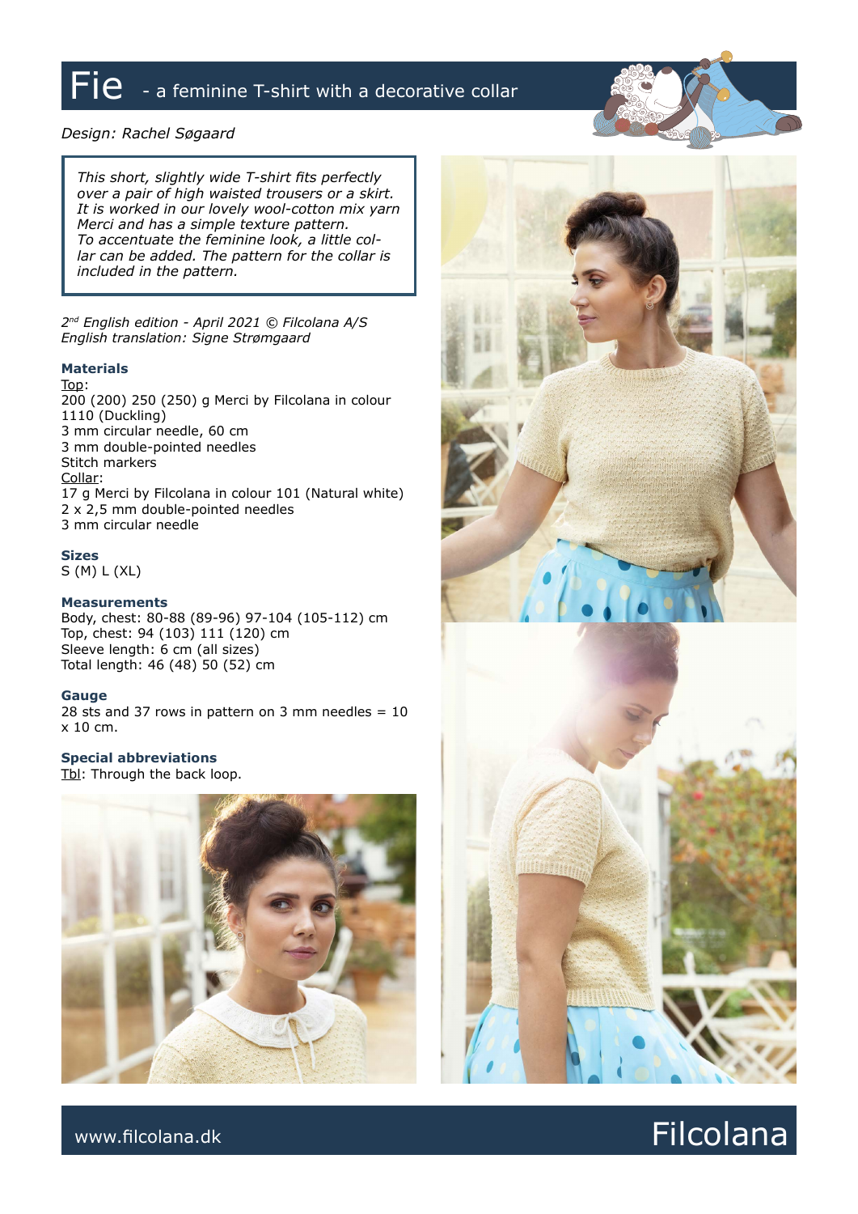# Fie - a feminine T-shirt with a decorative collar

*Design: Rachel Søgaard*

*This short, slightly wide T-shirt fits perfectly over a pair of high waisted trousers or a skirt. It is worked in our lovely wool-cotton mix yarn Merci and has a simple texture pattern. To accentuate the feminine look, a little collar can be added. The pattern for the collar is included in the pattern.*

*2nd English edition - April 2021 © Filcolana A/S*
*English translation: Signe Strømgaard*

### Materials

Top:
200 (200) 250 (250) g Merci by Filcolana in colour 1110 (Duckling)
3 mm circular needle, 60 cm
3 mm double-pointed needles
Stitch markers
Collar:
17 g Merci by Filcolana in colour 101 (Natural white)
2 x 2,5 mm double-pointed needles
3 mm circular needle

### Sizes

S (M) L (XL)

### Measurements

Body, chest: 80-88 (89-96) 97-104 (105-112) cm
Top, chest: 94 (103) 111 (120) cm
Sleeve length: 6 cm (all sizes)
Total length: 46 (48) 50 (52) cm

### Gauge

28 sts and 37 rows in pattern on 3 mm needles = 10 x 10 cm.

### Special abbreviations

Tbl: Through the back loop.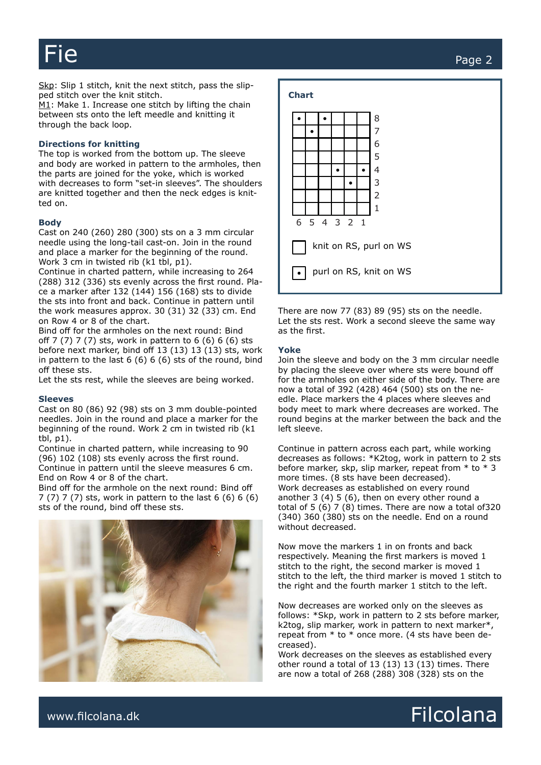Skp: Slip 1 stitch, knit the next stitch, pass the slipped stitch over the knit stitch.
M1: Make 1. Increase one stitch by lifting the chain between sts onto the left meedle and knitting it through the back loop.

### Directions for knitting

The top is worked from the bottom up. The sleeve and body are worked in pattern to the armholes, then the parts are joined for the yoke, which is worked with decreases to form "set-in sleeves". The shoulders are knitted together and then the neck edges is knitted on.

### Body

Cast on 240 (260) 280 (300) sts on a 3 mm circular needle using the long-tail cast-on. Join in the round and place a marker for the beginning of the round. Work 3 cm in twisted rib (k1 tbl, p1).
Continue in charted pattern, while increasing to 264 (288) 312 (336) sts evenly across the first round. Place a marker after 132 (144) 156 (168) sts to divide the sts into front and back. Continue in pattern until the work measures approx. 30 (31) 32 (33) cm. End on Row 4 or 8 of the chart.
Bind off for the armholes on the next round: Bind off 7 (7) 7 (7) sts, work in pattern to 6 (6) 6 (6) sts before next marker, bind off 13 (13) 13 (13) sts, work in pattern to the last 6 (6) 6 (6) sts of the round, bind off these sts.
Let the sts rest, while the sleeves are being worked.

### Sleeves

Cast on 80 (86) 92 (98) sts on 3 mm double-pointed needles. Join in the round and place a marker for the beginning of the round. Work 2 cm in twisted rib (k1 tbl, p1).
Continue in charted pattern, while increasing to 90 (96) 102 (108) sts evenly across the first round. Continue in pattern until the sleeve measures 6 cm. End on Row 4 or 8 of the chart.
Bind off for the armhole on the next round: Bind off 7 (7) 7 (7) sts, work in pattern to the last 6 (6) 6 (6) sts of the round, bind off these sts.

### Chart

| 6 | 5 | 4 | 3 | 2 | 1 | Row |
|---|---|---|---|---|---|---|
| • |   | • |   |   |   | 8 |
|   | • |   |   |   |   | 7 |
|   |   |   |   |   |   | 6 |
|   |   |   |   |   |   | 5 |
|   |   |   | • |   | • | 4 |
|   |   |   |   | • |   | 3 |
|   |   |   |   |   |   | 2 |
|   |   |   |   |   |   | 1 |

☐ knit on RS, purl on WS

• purl on RS, knit on WS

There are now 77 (83) 89 (95) sts on the needle. Let the sts rest. Work a second sleeve the same way as the first.

### Yoke

Join the sleeve and body on the 3 mm circular needle by placing the sleeve over where sts were bound off for the armholes on either side of the body. There are now a total of 392 (428) 464 (500) sts on the needle. Place markers the 4 places where sleeves and body meet to mark where decreases are worked. The round begins at the marker between the back and the left sleeve.

Continue in pattern across each part, while working decreases as follows: *K2tog, work in pattern to 2 sts before marker, skp, slip marker, repeat from * to * 3 more times. (8 sts have been decreased).
Work decreases as established on every round another 3 (4) 5 (6), then on every other round a total of 5 (6) 7 (8) times. There are now a total of320 (340) 360 (380) sts on the needle. End on a round without decreased.

Now move the markers 1 in on fronts and back respectively. Meaning the first markers is moved 1 stitch to the right, the second marker is moved 1 stitch to the left, the third marker is moved 1 stitch to the right and the fourth marker 1 stitch to the left.

Now decreases are worked only on the sleeves as follows: *Skp, work in pattern to 2 sts before marker, k2tog, slip marker, work in pattern to next marker*, repeat from * to * once more. (4 sts have been decreased).
Work decreases on the sleeves as established every other round a total of 13 (13) 13 (13) times. There are now a total of 268 (288) 308 (328) sts on the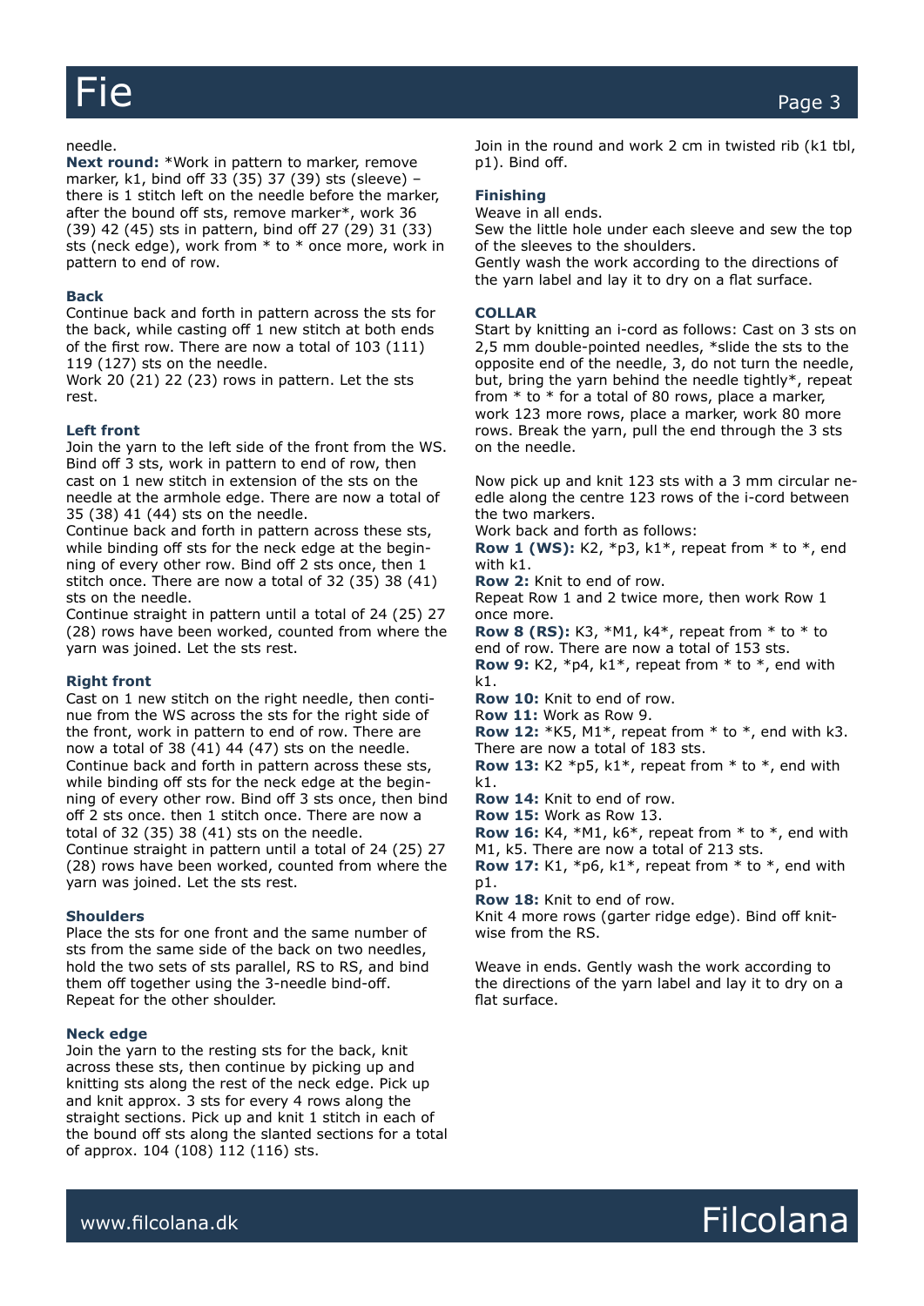needle.

**Next round:** *Work in pattern to marker, remove marker, k1, bind off 33 (35) 37 (39) sts (sleeve) – there is 1 stitch left on the needle before the marker, after the bound off sts, remove marker*, work 36 (39) 42 (45) sts in pattern, bind off 27 (29) 31 (33) sts (neck edge), work from * to * once more, work in pattern to end of row.

### Back

Continue back and forth in pattern across the sts for the back, while casting off 1 new stitch at both ends of the first row. There are now a total of 103 (111) 119 (127) sts on the needle.
Work 20 (21) 22 (23) rows in pattern. Let the sts rest.

### Left front

Join the yarn to the left side of the front from the WS. Bind off 3 sts, work in pattern to end of row, then cast on 1 new stitch in extension of the sts on the needle at the armhole edge. There are now a total of 35 (38) 41 (44) sts on the needle.
Continue back and forth in pattern across these sts, while binding off sts for the neck edge at the beginning of every other row. Bind off 2 sts once, then 1 stitch once. There are now a total of 32 (35) 38 (41) sts on the needle.
Continue straight in pattern until a total of 24 (25) 27 (28) rows have been worked, counted from where the yarn was joined. Let the sts rest.

### Right front

Cast on 1 new stitch on the right needle, then continue from the WS across the sts for the right side of the front, work in pattern to end of row. There are now a total of 38 (41) 44 (47) sts on the needle.
Continue back and forth in pattern across these sts, while binding off sts for the neck edge at the beginning of every other row. Bind off 3 sts once, then bind off 2 sts once. then 1 stitch once. There are now a total of 32 (35) 38 (41) sts on the needle.
Continue straight in pattern until a total of 24 (25) 27 (28) rows have been worked, counted from where the yarn was joined. Let the sts rest.

### Shoulders

Place the sts for one front and the same number of sts from the same side of the back on two needles, hold the two sets of sts parallel, RS to RS, and bind them off together using the 3-needle bind-off.
Repeat for the other shoulder.

### Neck edge

Join the yarn to the resting sts for the back, knit across these sts, then continue by picking up and knitting sts along the rest of the neck edge. Pick up and knit approx. 3 sts for every 4 rows along the straight sections. Pick up and knit 1 stitch in each of the bound off sts along the slanted sections for a total of approx. 104 (108) 112 (116) sts.

Join in the round and work 2 cm in twisted rib (k1 tbl, p1). Bind off.

### Finishing

Weave in all ends.
Sew the little hole under each sleeve and sew the top of the sleeves to the shoulders.
Gently wash the work according to the directions of the yarn label and lay it to dry on a flat surface.

### COLLAR

Start by knitting an i-cord as follows: Cast on 3 sts on 2,5 mm double-pointed needles, *slide the sts to the opposite end of the needle, 3, do not turn the needle, but, bring the yarn behind the needle tightly*, repeat from * to * for a total of 80 rows, place a marker, work 123 more rows, place a marker, work 80 more rows. Break the yarn, pull the end through the 3 sts on the needle.

Now pick up and knit 123 sts with a 3 mm circular needle along the centre 123 rows of the i-cord between the two markers.
Work back and forth as follows:
**Row 1 (WS):** K2, *p3, k1*, repeat from * to *, end with k1.
**Row 2:** Knit to end of row.
Repeat Row 1 and 2 twice more, then work Row 1 once more.
**Row 8 (RS):** K3, *M1, k4*, repeat from * to * to end of row. There are now a total of 153 sts.
**Row 9:** K2, *p4, k1*, repeat from * to *, end with k1.
**Row 10:** Knit to end of row.
**Row 11:** Work as Row 9.
**Row 12:** *K5, M1*, repeat from * to *, end with k3. There are now a total of 183 sts.
**Row 13:** K2 *p5, k1*, repeat from * to *, end with k1.
**Row 14:** Knit to end of row.
**Row 15:** Work as Row 13.
**Row 16:** K4, *M1, k6*, repeat from * to *, end with M1, k5. There are now a total of 213 sts.
**Row 17:** K1, *p6, k1*, repeat from * to *, end with p1.
**Row 18:** Knit to end of row.
Knit 4 more rows (garter ridge edge). Bind off knitwise from the RS.

Weave in ends. Gently wash the work according to the directions of the yarn label and lay it to dry on a flat surface.